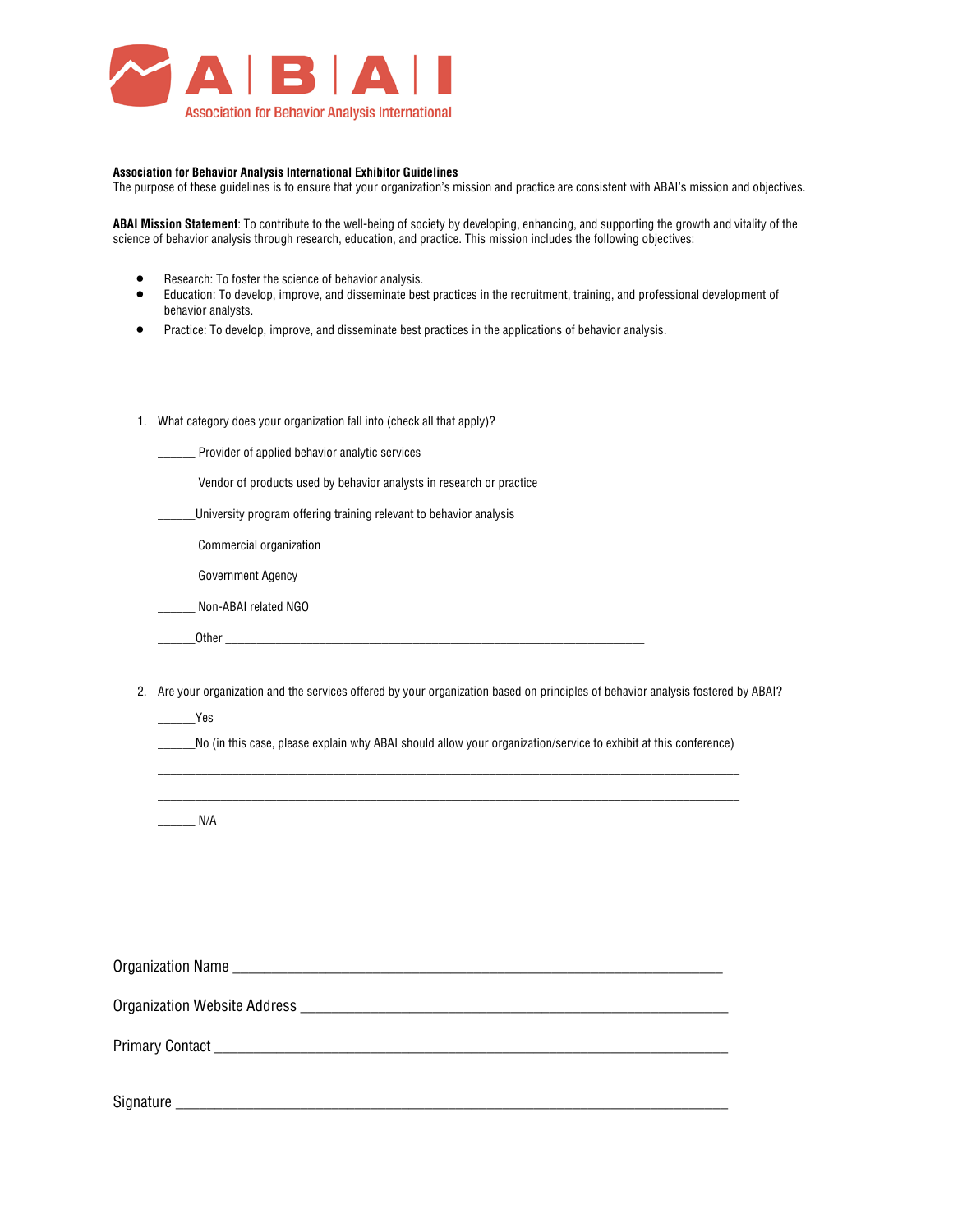# ABAI

Association for Behavior Analysis International

**Association for Behavior Analysis International Exhibitor Guidelines**

The purpose of these guidelines is to ensure that your organization's mission and practice are consistent with ABAI's mission and objectives.

**ABAI Mission Statement**: To contribute to the well-being of society by developing, enhancing, and supporting the growth and vitality of the science of behavior analysis through research, education, and practice. This mission includes the following objectives:

- Research: To foster the science of behavior analysis.
- Education: To develop, improve, and disseminate best practices in the recruitment, training, and professional development of behavior analysts.
- Practice: To develop, improve, and disseminate best practices in the applications of behavior analysis.

1. What category does your organization fall into (check all that apply)?

   ______ Provider of applied behavior analytic services

   Vendor of products used by behavior analysts in research or practice

   ______University program offering training relevant to behavior analysis

   Commercial organization

   Government Agency

   ______ Non-ABAI related NGO

   ______Other ____________________________________________________________

2. Are your organization and the services offered by your organization based on principles of behavior analysis fostered by ABAI?

   ______Yes

   ______No (in this case, please explain why ABAI should allow your organization/service to exhibit at this conference)

   ________________________________________________________________________________

   ________________________________________________________________________________

   ______ N/A

Organization Name ____________________________________________________________

Organization Website Address ____________________________________________________

Primary Contact ______________________________________________________________

Signature ___________________________________________________________________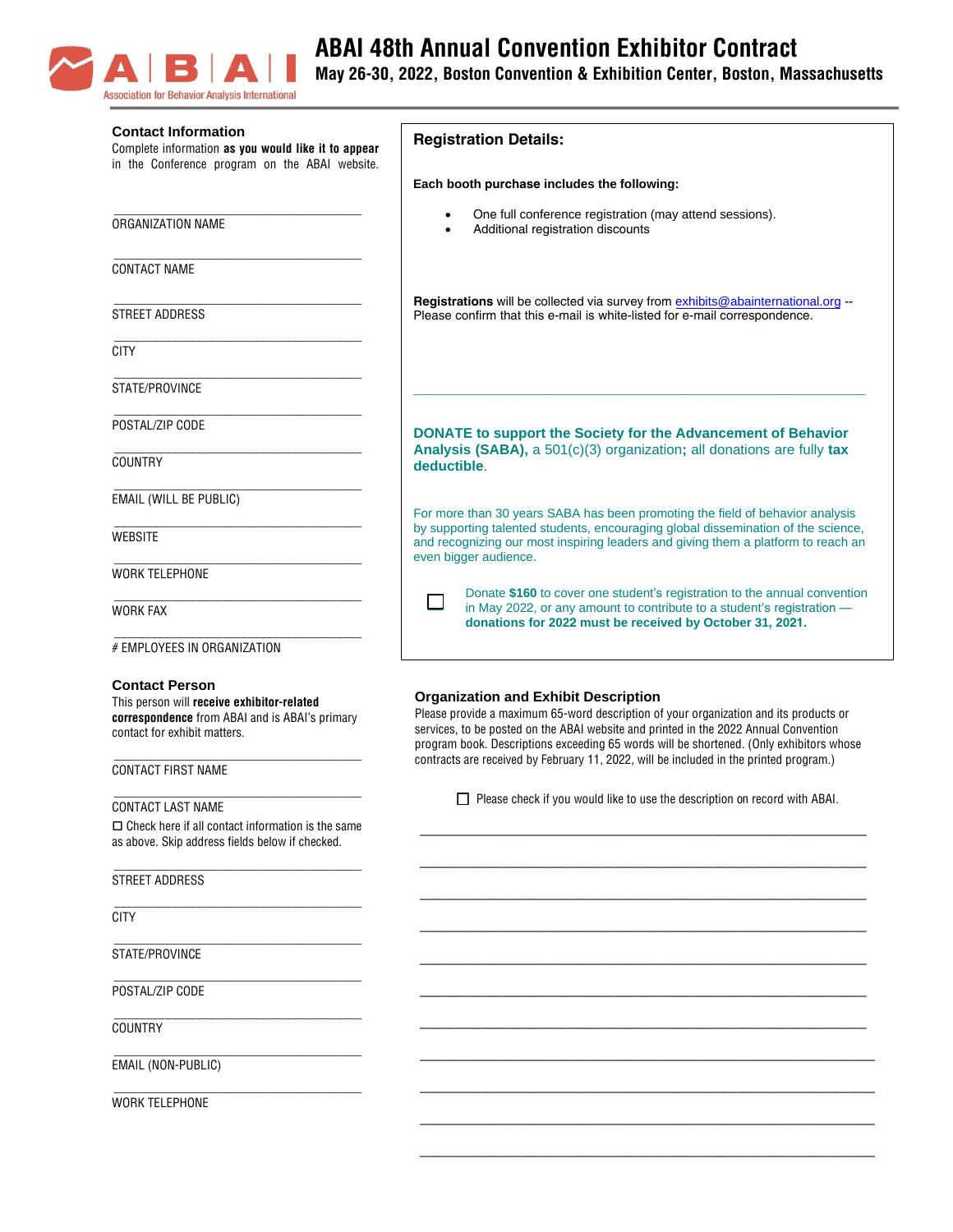# ABAI 48th Annual Convention Exhibitor Contract

**May 26-30, 2022, Boston Convention & Exhibition Center, Boston, Massachusetts**

## Contact Information

Complete information **as you would like it to appear** in the Conference program on the ABAI website.

_______________________________________
ORGANIZATION NAME

_______________________________________
CONTACT NAME

_______________________________________
STREET ADDRESS

_______________________________________
CITY

_______________________________________
STATE/PROVINCE

_______________________________________
POSTAL/ZIP CODE

_______________________________________
COUNTRY

_______________________________________
EMAIL (WILL BE PUBLIC)

_______________________________________
WEBSITE

_______________________________________
WORK TELEPHONE

_______________________________________
WORK FAX

_______________________________________
# EMPLOYEES IN ORGANIZATION

## Registration Details:

**Each booth purchase includes the following:**

- One full conference registration (may attend sessions).
- Additional registration discounts

**Registrations** will be collected via survey from exhibits@abainternational.org -- Please confirm that this e-mail is white-listed for e-mail correspondence.

**DONATE to support the Society for the Advancement of Behavior Analysis (SABA),** a 501(c)(3) organization**;** all donations are fully **tax deductible**.

For more than 30 years SABA has been promoting the field of behavior analysis by supporting talented students, encouraging global dissemination of the science, and recognizing our most inspiring leaders and giving them a platform to reach an even bigger audience.

☐ Donate **$160** to cover one student's registration to the annual convention in May 2022, or any amount to contribute to a student's registration — **donations for 2022 must be received by October 31, 2021.**

## Contact Person

This person will **receive exhibitor-related correspondence** from ABAI and is ABAI's primary contact for exhibit matters.

_______________________________________
CONTACT FIRST NAME

_______________________________________
CONTACT LAST NAME

☐ Check here if all contact information is the same as above. Skip address fields below if checked.

_______________________________________
STREET ADDRESS

_______________________________________
CITY

_______________________________________
STATE/PROVINCE

_______________________________________
POSTAL/ZIP CODE

_______________________________________
COUNTRY

_______________________________________
EMAIL (NON-PUBLIC)

_______________________________________
WORK TELEPHONE

## Organization and Exhibit Description

Please provide a maximum 65-word description of your organization and its products or services, to be posted on the ABAI website and printed in the 2022 Annual Convention program book. Descriptions exceeding 65 words will be shortened. (Only exhibitors whose contracts are received by February 11, 2022, will be included in the printed program.)

☐ Please check if you would like to use the description on record with ABAI.

_______________________________________________________________

_______________________________________________________________

_______________________________________________________________

_______________________________________________________________

_______________________________________________________________

_______________________________________________________________

_______________________________________________________________

_______________________________________________________________

_______________________________________________________________

_______________________________________________________________

_______________________________________________________________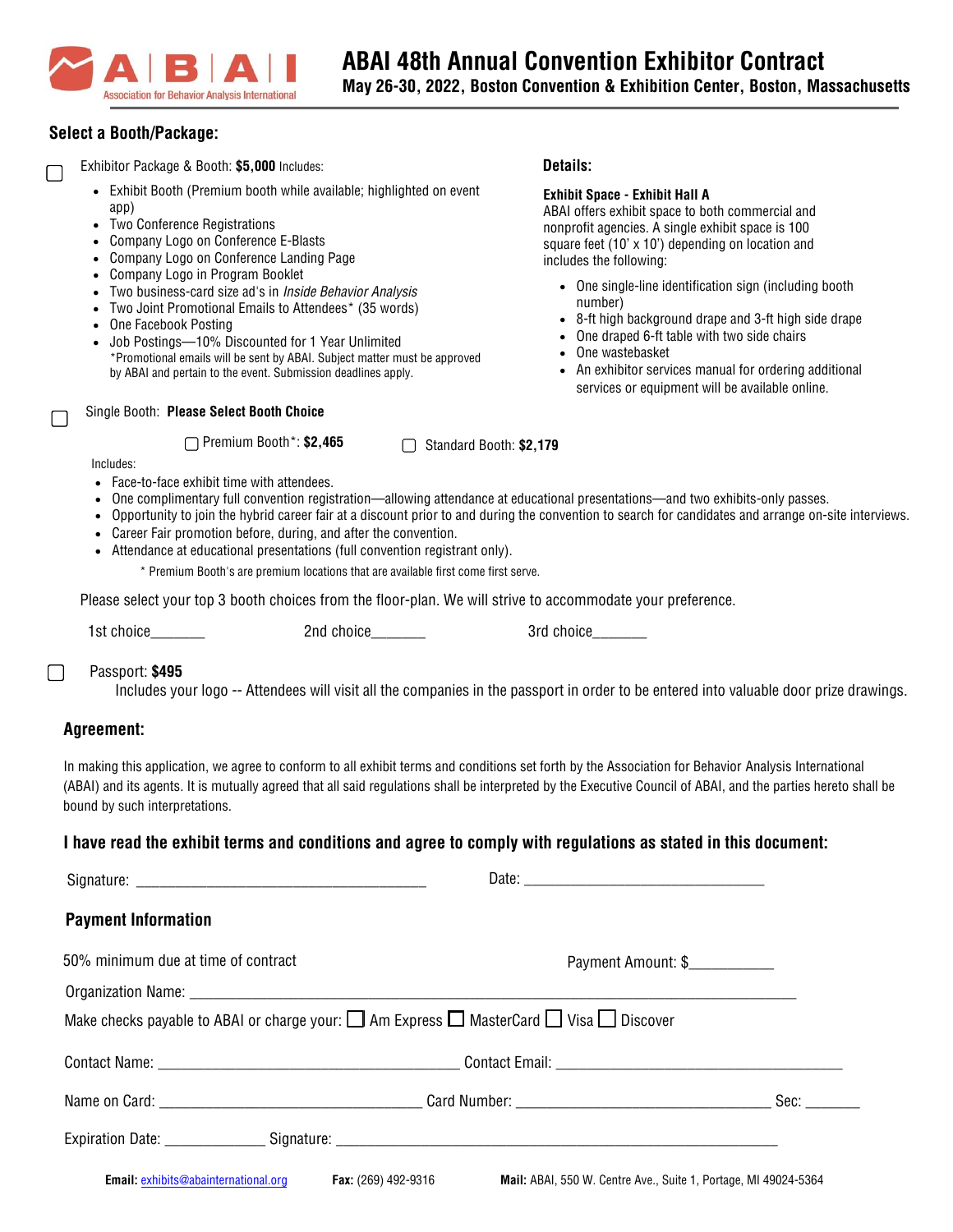# ABAI 48th Annual Convention Exhibitor Contract

**May 26-30, 2022, Boston Convention & Exhibition Center, Boston, Massachusetts**

## Select a Booth/Package:

☐ Exhibitor Package & Booth: **$5,000** Includes:

- Exhibit Booth (Premium booth while available; highlighted on event app)
- Two Conference Registrations
- Company Logo on Conference E-Blasts
- Company Logo on Conference Landing Page
- Company Logo in Program Booklet
- Two business-card size ad's in *Inside Behavior Analysis*
- Two Joint Promotional Emails to Attendees* (35 words)
- One Facebook Posting
- Job Postings—10% Discounted for 1 Year Unlimited

*Promotional emails will be sent by ABAI. Subject matter must be approved by ABAI and pertain to the event. Submission deadlines apply.

**Details:**

**Exhibit Space - Exhibit Hall A**

ABAI offers exhibit space to both commercial and nonprofit agencies. A single exhibit space is 100 square feet (10' x 10') depending on location and includes the following:

- One single-line identification sign (including booth number)
- 8-ft high background drape and 3-ft high side drape
- One draped 6-ft table with two side chairs
- One wastebasket
- An exhibitor services manual for ordering additional services or equipment will be available online.

☐ Single Booth: **Please Select Booth Choice**

☐ Premium Booth*: **$2,465** ☐ Standard Booth: **$2,179**

Includes:

- Face-to-face exhibit time with attendees.
- One complimentary full convention registration—allowing attendance at educational presentations—and two exhibits-only passes.
- Opportunity to join the hybrid career fair at a discount prior to and during the convention to search for candidates and arrange on-site interviews.
- Career Fair promotion before, during, and after the convention.
- Attendance at educational presentations (full convention registrant only).

\* Premium Booth's are premium locations that are available first come first serve.

Please select your top 3 booth choices from the floor-plan. We will strive to accommodate your preference.

1st choice_______ 2nd choice_______ 3rd choice_______

☐ Passport: **$495**

Includes your logo -- Attendees will visit all the companies in the passport in order to be entered into valuable door prize drawings.

## Agreement:

In making this application, we agree to conform to all exhibit terms and conditions set forth by the Association for Behavior Analysis International (ABAI) and its agents. It is mutually agreed that all said regulations shall be interpreted by the Executive Council of ABAI, and the parties hereto shall be bound by such interpretations.

**I have read the exhibit terms and conditions and agree to comply with regulations as stated in this document:**

Signature: ______________________________ Date: ______________________________

## Payment Information

50% minimum due at time of contract Payment Amount: $__________

Organization Name: ______________________________________________

Make checks payable to ABAI or charge your: ☐ Am Express ☐ MasterCard ☐ Visa ☐ Discover

Contact Name: ______________________________ Contact Email: ______________________________

Name on Card: ______________________________ Card Number: ______________________________ Sec: _______

Expiration Date: ____________ Signature: ______________________________________________

**Email:** exhibits@abainternational.org **Fax:** (269) 492-9316 **Mail:** ABAI, 550 W. Centre Ave., Suite 1, Portage, MI 49024-5364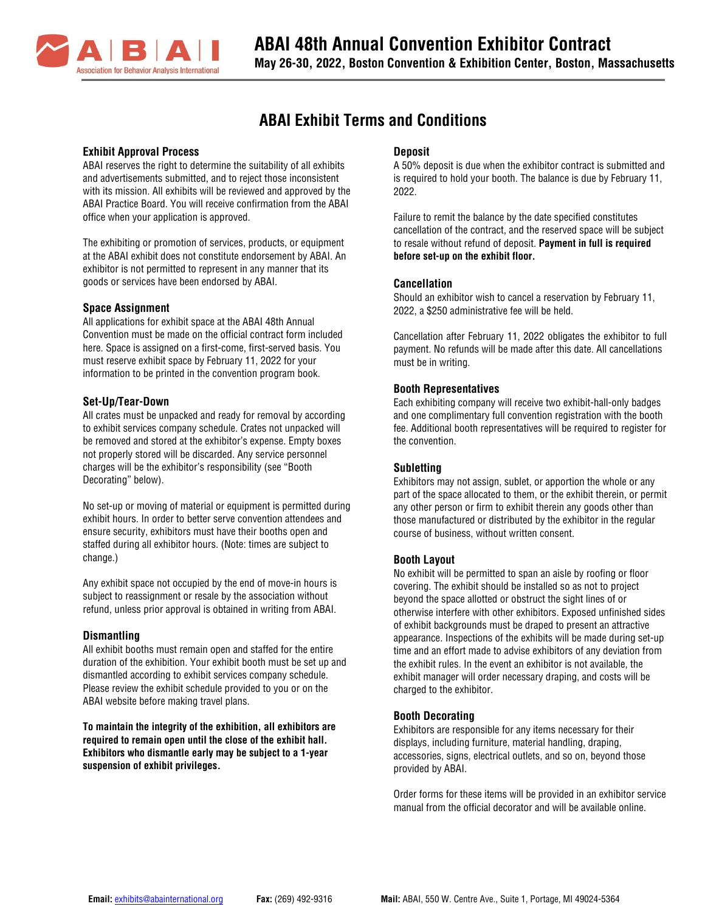# ABAI 48th Annual Convention Exhibitor Contract

**May 26-30, 2022, Boston Convention & Exhibition Center, Boston, Massachusetts**

## ABAI Exhibit Terms and Conditions

### Exhibit Approval Process

ABAI reserves the right to determine the suitability of all exhibits and advertisements submitted, and to reject those inconsistent with its mission. All exhibits will be reviewed and approved by the ABAI Practice Board. You will receive confirmation from the ABAI office when your application is approved.

The exhibiting or promotion of services, products, or equipment at the ABAI exhibit does not constitute endorsement by ABAI. An exhibitor is not permitted to represent in any manner that its goods or services have been endorsed by ABAI.

### Space Assignment

All applications for exhibit space at the ABAI 48th Annual Convention must be made on the official contract form included here. Space is assigned on a first-come, first-served basis. You must reserve exhibit space by February 11, 2022 for your information to be printed in the convention program book.

### Set-Up/Tear-Down

All crates must be unpacked and ready for removal by according to exhibit services company schedule. Crates not unpacked will be removed and stored at the exhibitor's expense. Empty boxes not properly stored will be discarded. Any service personnel charges will be the exhibitor's responsibility (see "Booth Decorating" below).

No set-up or moving of material or equipment is permitted during exhibit hours. In order to better serve convention attendees and ensure security, exhibitors must have their booths open and staffed during all exhibitor hours. (Note: times are subject to change.)

Any exhibit space not occupied by the end of move-in hours is subject to reassignment or resale by the association without refund, unless prior approval is obtained in writing from ABAI.

### Dismantling

All exhibit booths must remain open and staffed for the entire duration of the exhibition. Your exhibit booth must be set up and dismantled according to exhibit services company schedule. Please review the exhibit schedule provided to you or on the ABAI website before making travel plans.

**To maintain the integrity of the exhibition, all exhibitors are required to remain open until the close of the exhibit hall. Exhibitors who dismantle early may be subject to a 1-year suspension of exhibit privileges.**

### Deposit

A 50% deposit is due when the exhibitor contract is submitted and is required to hold your booth. The balance is due by February 11, 2022.

Failure to remit the balance by the date specified constitutes cancellation of the contract, and the reserved space will be subject to resale without refund of deposit. **Payment in full is required before set-up on the exhibit floor.**

### Cancellation

Should an exhibitor wish to cancel a reservation by February 11, 2022, a $250 administrative fee will be held.

Cancellation after February 11, 2022 obligates the exhibitor to full payment. No refunds will be made after this date. All cancellations must be in writing.

### Booth Representatives

Each exhibiting company will receive two exhibit-hall-only badges and one complimentary full convention registration with the booth fee. Additional booth representatives will be required to register for the convention.

### Subletting

Exhibitors may not assign, sublet, or apportion the whole or any part of the space allocated to them, or the exhibit therein, or permit any other person or firm to exhibit therein any goods other than those manufactured or distributed by the exhibitor in the regular course of business, without written consent.

### Booth Layout

No exhibit will be permitted to span an aisle by roofing or floor covering. The exhibit should be installed so as not to project beyond the space allotted or obstruct the sight lines of or otherwise interfere with other exhibitors. Exposed unfinished sides of exhibit backgrounds must be draped to present an attractive appearance. Inspections of the exhibits will be made during set-up time and an effort made to advise exhibitors of any deviation from the exhibit rules. In the event an exhibitor is not available, the exhibit manager will order necessary draping, and costs will be charged to the exhibitor.

### Booth Decorating

Exhibitors are responsible for any items necessary for their displays, including furniture, material handling, draping, accessories, signs, electrical outlets, and so on, beyond those provided by ABAI.

Order forms for these items will be provided in an exhibitor service manual from the official decorator and will be available online.

**Email:** exhibits@abainternational.org **Fax:** (269) 492-9316 **Mail:** ABAI, 550 W. Centre Ave., Suite 1, Portage, MI 49024-5364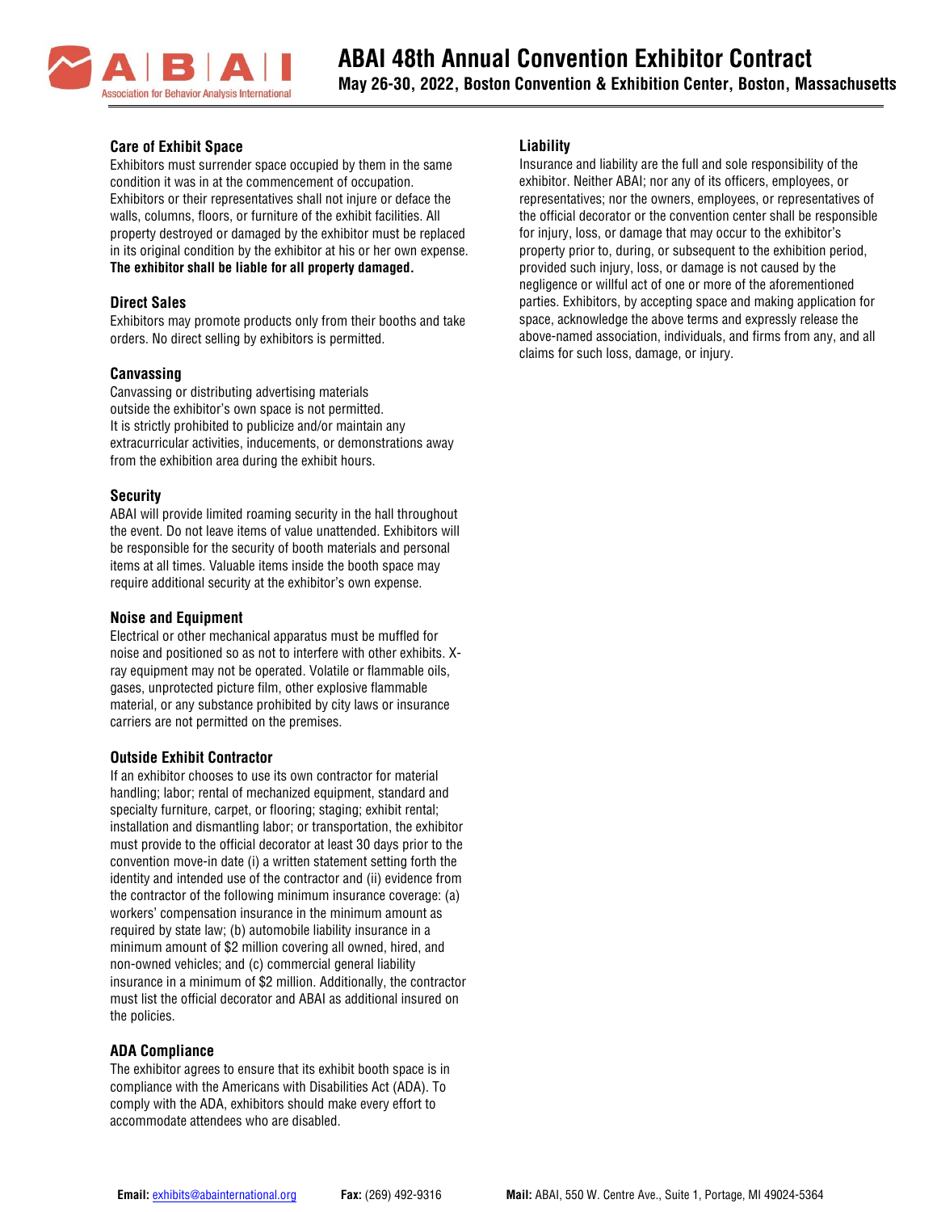# ABAI 48th Annual Convention Exhibitor Contract

**May 26-30, 2022, Boston Convention & Exhibition Center, Boston, Massachusetts**

### Care of Exhibit Space

Exhibitors must surrender space occupied by them in the same condition it was in at the commencement of occupation. Exhibitors or their representatives shall not injure or deface the walls, columns, floors, or furniture of the exhibit facilities. All property destroyed or damaged by the exhibitor must be replaced in its original condition by the exhibitor at his or her own expense. **The exhibitor shall be liable for all property damaged.**

### Direct Sales

Exhibitors may promote products only from their booths and take orders. No direct selling by exhibitors is permitted.

### Canvassing

Canvassing or distributing advertising materials outside the exhibitor's own space is not permitted. It is strictly prohibited to publicize and/or maintain any extracurricular activities, inducements, or demonstrations away from the exhibition area during the exhibit hours.

### Security

ABAI will provide limited roaming security in the hall throughout the event. Do not leave items of value unattended. Exhibitors will be responsible for the security of booth materials and personal items at all times. Valuable items inside the booth space may require additional security at the exhibitor's own expense.

### Noise and Equipment

Electrical or other mechanical apparatus must be muffled for noise and positioned so as not to interfere with other exhibits. X-ray equipment may not be operated. Volatile or flammable oils, gases, unprotected picture film, other explosive flammable material, or any substance prohibited by city laws or insurance carriers are not permitted on the premises.

### Outside Exhibit Contractor

If an exhibitor chooses to use its own contractor for material handling; labor; rental of mechanized equipment, standard and specialty furniture, carpet, or flooring; staging; exhibit rental; installation and dismantling labor; or transportation, the exhibitor must provide to the official decorator at least 30 days prior to the convention move-in date (i) a written statement setting forth the identity and intended use of the contractor and (ii) evidence from the contractor of the following minimum insurance coverage: (a) workers' compensation insurance in the minimum amount as required by state law; (b) automobile liability insurance in a minimum amount of $2 million covering all owned, hired, and non-owned vehicles; and (c) commercial general liability insurance in a minimum of $2 million. Additionally, the contractor must list the official decorator and ABAI as additional insured on the policies.

### ADA Compliance

The exhibitor agrees to ensure that its exhibit booth space is in compliance with the Americans with Disabilities Act (ADA). To comply with the ADA, exhibitors should make every effort to accommodate attendees who are disabled.

### Liability

Insurance and liability are the full and sole responsibility of the exhibitor. Neither ABAI; nor any of its officers, employees, or representatives; nor the owners, employees, or representatives of the official decorator or the convention center shall be responsible for injury, loss, or damage that may occur to the exhibitor's property prior to, during, or subsequent to the exhibition period, provided such injury, loss, or damage is not caused by the negligence or willful act of one or more of the aforementioned parties. Exhibitors, by accepting space and making application for space, acknowledge the above terms and expressly release the above-named association, individuals, and firms from any, and all claims for such loss, damage, or injury.

**Email:** exhibits@abainternational.org **Fax:** (269) 492-9316 **Mail:** ABAI, 550 W. Centre Ave., Suite 1, Portage, MI 49024-5364